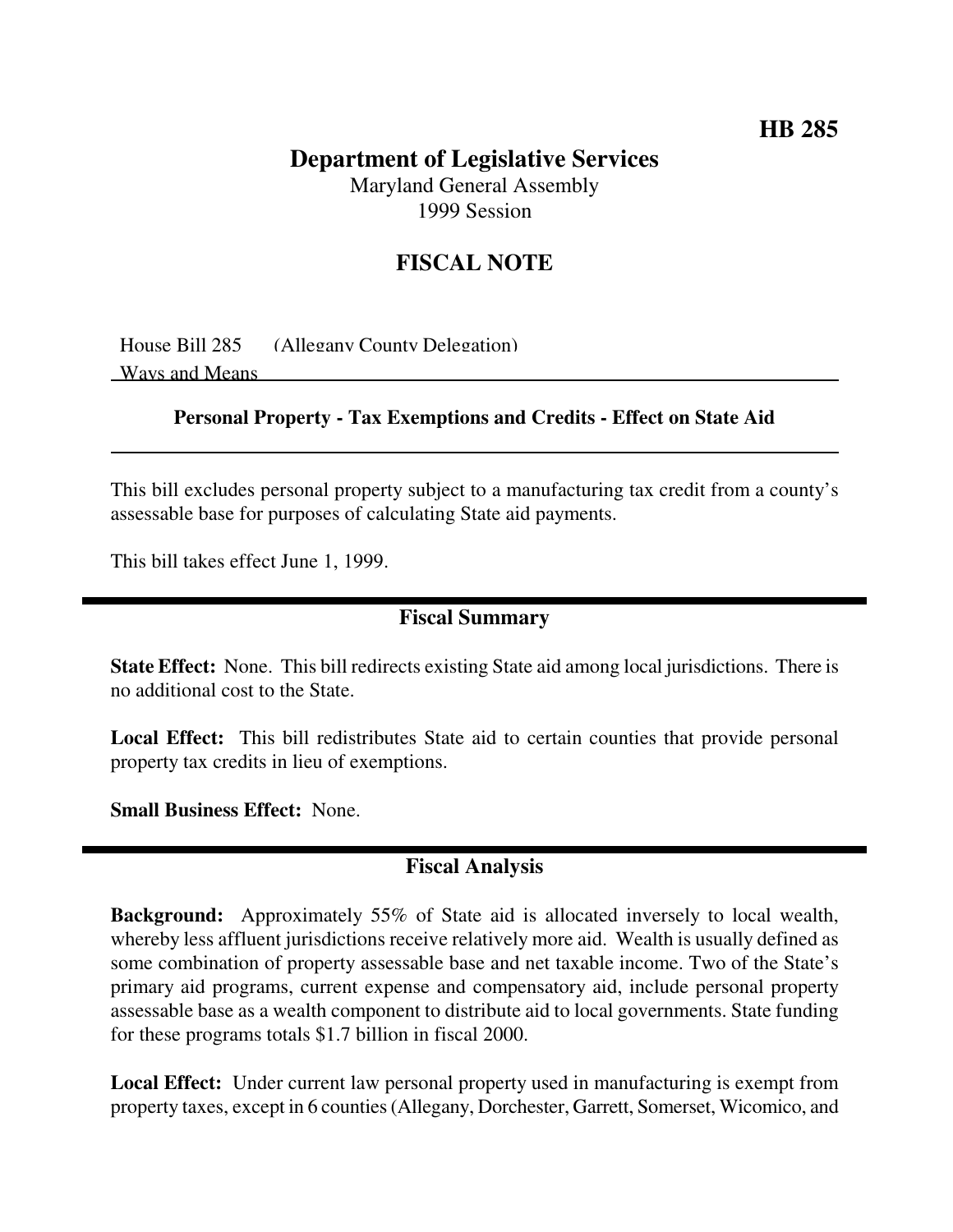**HB 285**

# Department of Legislative Services

Maryland General Assembly
1999 Session

## FISCAL NOTE

House Bill 285 (Allegany County Delegation)
Ways and Means

### Personal Property - Tax Exemptions and Credits - Effect on State Aid

This bill excludes personal property subject to a manufacturing tax credit from a county's assessable base for purposes of calculating State aid payments.

This bill takes effect June 1, 1999.

## Fiscal Summary

**State Effect:** None. This bill redirects existing State aid among local jurisdictions. There is no additional cost to the State.

**Local Effect:** This bill redistributes State aid to certain counties that provide personal property tax credits in lieu of exemptions.

**Small Business Effect:** None.

## Fiscal Analysis

**Background:** Approximately 55% of State aid is allocated inversely to local wealth, whereby less affluent jurisdictions receive relatively more aid. Wealth is usually defined as some combination of property assessable base and net taxable income. Two of the State's primary aid programs, current expense and compensatory aid, include personal property assessable base as a wealth component to distribute aid to local governments. State funding for these programs totals $1.7 billion in fiscal 2000.

**Local Effect:** Under current law personal property used in manufacturing is exempt from property taxes, except in 6 counties (Allegany, Dorchester, Garrett, Somerset, Wicomico, and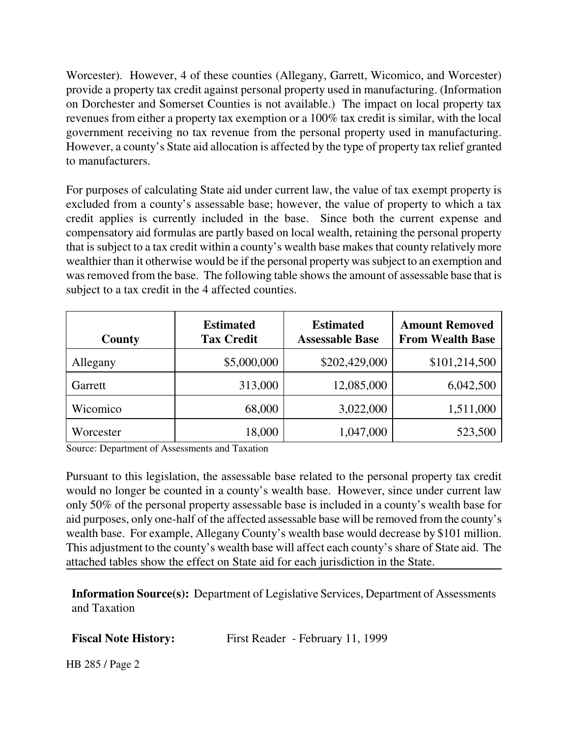Worcester). However, 4 of these counties (Allegany, Garrett, Wicomico, and Worcester) provide a property tax credit against personal property used in manufacturing. (Information on Dorchester and Somerset Counties is not available.) The impact on local property tax revenues from either a property tax exemption or a 100% tax credit is similar, with the local government receiving no tax revenue from the personal property used in manufacturing. However, a county's State aid allocation is affected by the type of property tax relief granted to manufacturers.

For purposes of calculating State aid under current law, the value of tax exempt property is excluded from a county's assessable base; however, the value of property to which a tax credit applies is currently included in the base. Since both the current expense and compensatory aid formulas are partly based on local wealth, retaining the personal property that is subject to a tax credit within a county's wealth base makes that county relatively more wealthier than it otherwise would be if the personal property was subject to an exemption and was removed from the base. The following table shows the amount of assessable base that is subject to a tax credit in the 4 affected counties.

| County | Estimated Tax Credit | Estimated Assessable Base | Amount Removed From Wealth Base |
|---|---|---|---|
| Allegany | $5,000,000 | $202,429,000 | $101,214,500 |
| Garrett | 313,000 | 12,085,000 | 6,042,500 |
| Wicomico | 68,000 | 3,022,000 | 1,511,000 |
| Worcester | 18,000 | 1,047,000 | 523,500 |

Source: Department of Assessments and Taxation

Pursuant to this legislation, the assessable base related to the personal property tax credit would no longer be counted in a county's wealth base. However, since under current law only 50% of the personal property assessable base is included in a county's wealth base for aid purposes, only one-half of the affected assessable base will be removed from the county's wealth base. For example, Allegany County's wealth base would decrease by $101 million. This adjustment to the county's wealth base will affect each county's share of State aid. The attached tables show the effect on State aid for each jurisdiction in the State.

**Information Source(s):** Department of Legislative Services, Department of Assessments and Taxation

**Fiscal Note History:** First Reader - February 11, 1999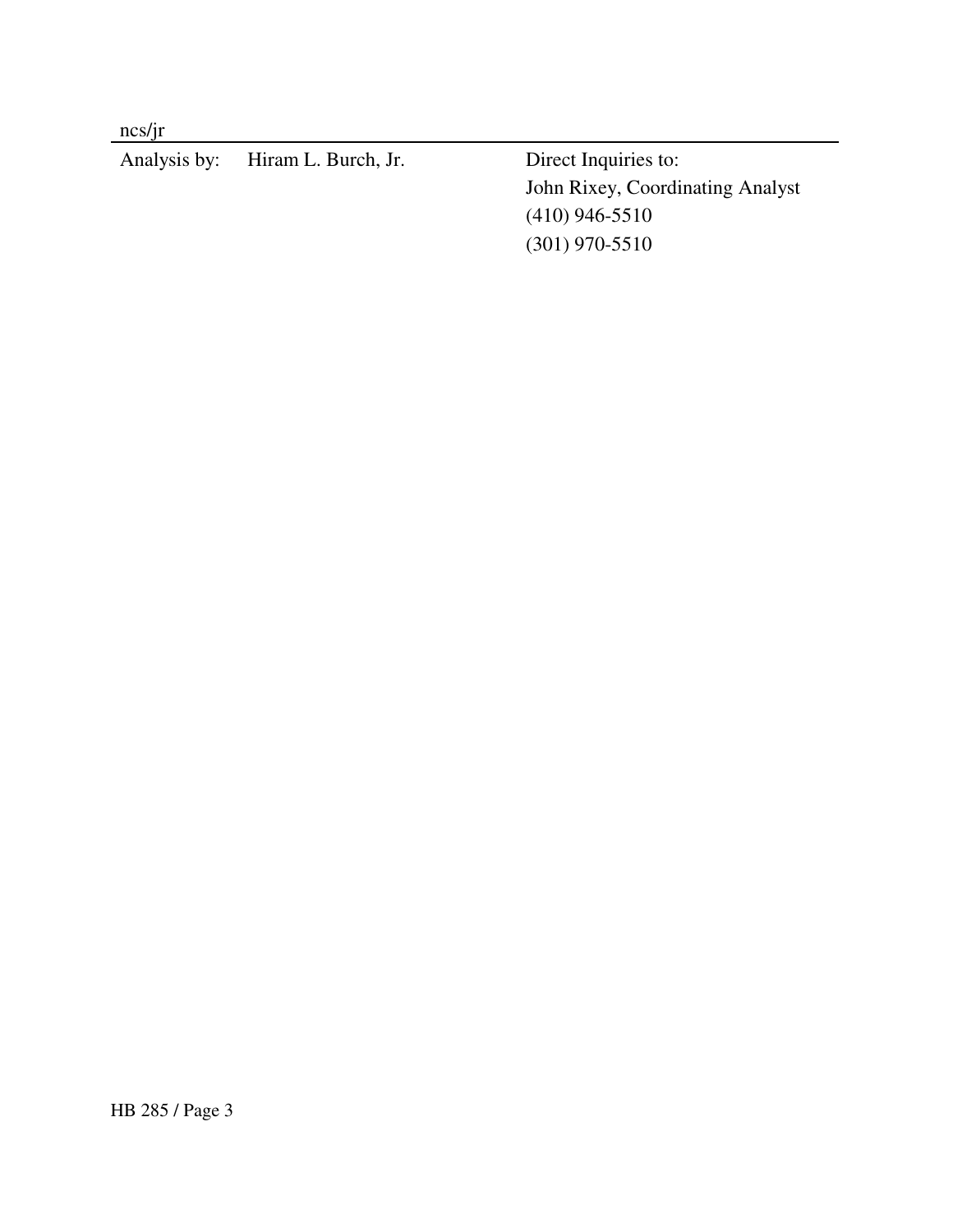ncs/jr

---

| Analysis by: | Hiram L. Burch, Jr. | Direct Inquiries to: |
|---|---|---|
| | | John Rixey, Coordinating Analyst |
| | | (410) 946-5510 |
| | | (301) 970-5510 |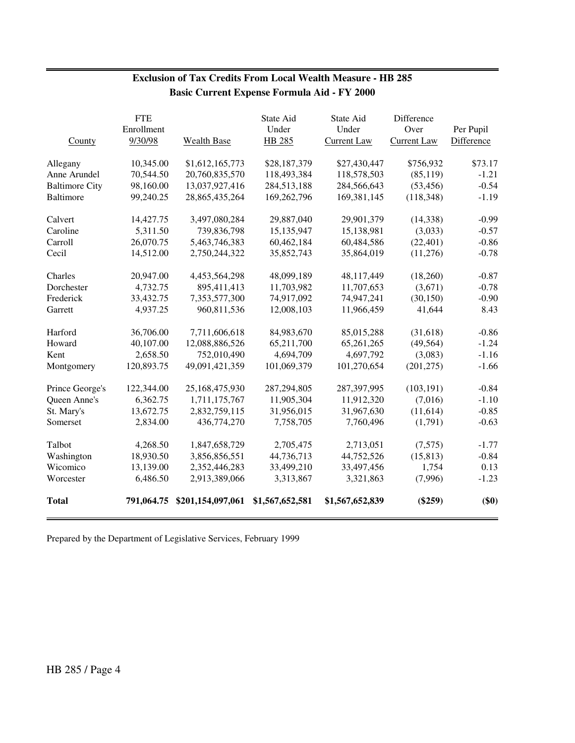## Exclusion of Tax Credits From Local Wealth Measure - HB 285
## Basic Current Expense Formula Aid - FY 2000

| County | FTE Enrollment 9/30/98 | Wealth Base | State Aid Under HB 285 | State Aid Under Current Law | Difference Over Current Law | Per Pupil Difference |
|---|---|---|---|---|---|---|
| Allegany | 10,345.00 | $1,612,165,773 | $28,187,379 | $27,430,447 | $756,932 | $73.17 |
| Anne Arundel | 70,544.50 | 20,760,835,570 | 118,493,384 | 118,578,503 | (85,119) | -1.21 |
| Baltimore City | 98,160.00 | 13,037,927,416 | 284,513,188 | 284,566,643 | (53,456) | -0.54 |
| Baltimore | 99,240.25 | 28,865,435,264 | 169,262,796 | 169,381,145 | (118,348) | -1.19 |
| Calvert | 14,427.75 | 3,497,080,284 | 29,887,040 | 29,901,379 | (14,338) | -0.99 |
| Caroline | 5,311.50 | 739,836,798 | 15,135,947 | 15,138,981 | (3,033) | -0.57 |
| Carroll | 26,070.75 | 5,463,746,383 | 60,462,184 | 60,484,586 | (22,401) | -0.86 |
| Cecil | 14,512.00 | 2,750,244,322 | 35,852,743 | 35,864,019 | (11,276) | -0.78 |
| Charles | 20,947.00 | 4,453,564,298 | 48,099,189 | 48,117,449 | (18,260) | -0.87 |
| Dorchester | 4,732.75 | 895,411,413 | 11,703,982 | 11,707,653 | (3,671) | -0.78 |
| Frederick | 33,432.75 | 7,353,577,300 | 74,917,092 | 74,947,241 | (30,150) | -0.90 |
| Garrett | 4,937.25 | 960,811,536 | 12,008,103 | 11,966,459 | 41,644 | 8.43 |
| Harford | 36,706.00 | 7,711,606,618 | 84,983,670 | 85,015,288 | (31,618) | -0.86 |
| Howard | 40,107.00 | 12,088,886,526 | 65,211,700 | 65,261,265 | (49,564) | -1.24 |
| Kent | 2,658.50 | 752,010,490 | 4,694,709 | 4,697,792 | (3,083) | -1.16 |
| Montgomery | 120,893.75 | 49,091,421,359 | 101,069,379 | 101,270,654 | (201,275) | -1.66 |
| Prince George's | 122,344.00 | 25,168,475,930 | 287,294,805 | 287,397,995 | (103,191) | -0.84 |
| Queen Anne's | 6,362.75 | 1,711,175,767 | 11,905,304 | 11,912,320 | (7,016) | -1.10 |
| St. Mary's | 13,672.75 | 2,832,759,115 | 31,956,015 | 31,967,630 | (11,614) | -0.85 |
| Somerset | 2,834.00 | 436,774,270 | 7,758,705 | 7,760,496 | (1,791) | -0.63 |
| Talbot | 4,268.50 | 1,847,658,729 | 2,705,475 | 2,713,051 | (7,575) | -1.77 |
| Washington | 18,930.50 | 3,856,856,551 | 44,736,713 | 44,752,526 | (15,813) | -0.84 |
| Wicomico | 13,139.00 | 2,352,446,283 | 33,499,210 | 33,497,456 | 1,754 | 0.13 |
| Worcester | 6,486.50 | 2,913,389,066 | 3,313,867 | 3,321,863 | (7,996) | -1.23 |
| **Total** | **791,064.75** | **$201,154,097,061** | **$1,567,652,581** | **$1,567,652,839** | **($259)** | **($0)** |

Prepared by the Department of Legislative Services, February 1999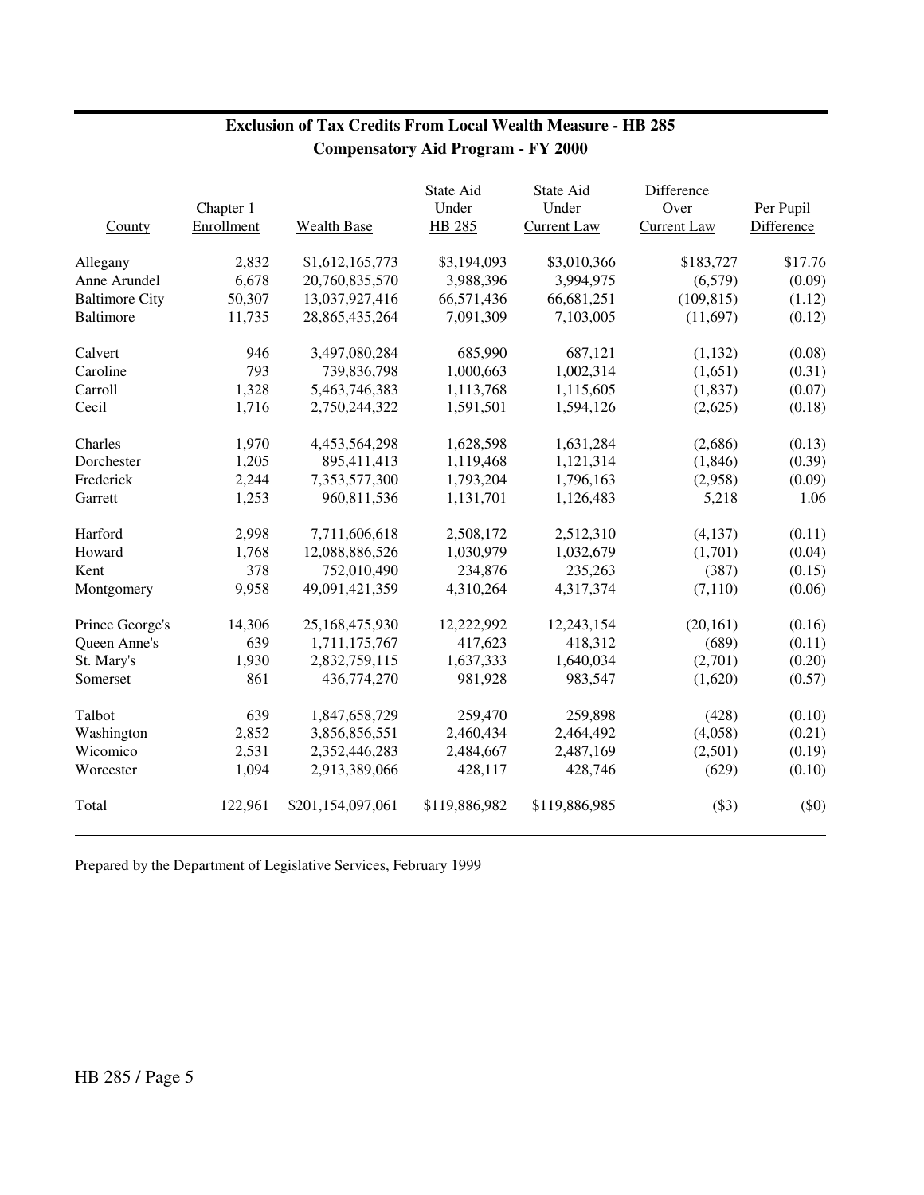## Exclusion of Tax Credits From Local Wealth Measure - HB 285
## Compensatory Aid Program - FY 2000

| County | Chapter 1 Enrollment | Wealth Base | State Aid Under HB 285 | State Aid Under Current Law | Difference Over Current Law | Per Pupil Difference |
|---|---|---|---|---|---|---|
| Allegany | 2,832 | $1,612,165,773 | $3,194,093 | $3,010,366 | $183,727 | $17.76 |
| Anne Arundel | 6,678 | 20,760,835,570 | 3,988,396 | 3,994,975 | (6,579) | (0.09) |
| Baltimore City | 50,307 | 13,037,927,416 | 66,571,436 | 66,681,251 | (109,815) | (1.12) |
| Baltimore | 11,735 | 28,865,435,264 | 7,091,309 | 7,103,005 | (11,697) | (0.12) |
| Calvert | 946 | 3,497,080,284 | 685,990 | 687,121 | (1,132) | (0.08) |
| Caroline | 793 | 739,836,798 | 1,000,663 | 1,002,314 | (1,651) | (0.31) |
| Carroll | 1,328 | 5,463,746,383 | 1,113,768 | 1,115,605 | (1,837) | (0.07) |
| Cecil | 1,716 | 2,750,244,322 | 1,591,501 | 1,594,126 | (2,625) | (0.18) |
| Charles | 1,970 | 4,453,564,298 | 1,628,598 | 1,631,284 | (2,686) | (0.13) |
| Dorchester | 1,205 | 895,411,413 | 1,119,468 | 1,121,314 | (1,846) | (0.39) |
| Frederick | 2,244 | 7,353,577,300 | 1,793,204 | 1,796,163 | (2,958) | (0.09) |
| Garrett | 1,253 | 960,811,536 | 1,131,701 | 1,126,483 | 5,218 | 1.06 |
| Harford | 2,998 | 7,711,606,618 | 2,508,172 | 2,512,310 | (4,137) | (0.11) |
| Howard | 1,768 | 12,088,886,526 | 1,030,979 | 1,032,679 | (1,701) | (0.04) |
| Kent | 378 | 752,010,490 | 234,876 | 235,263 | (387) | (0.15) |
| Montgomery | 9,958 | 49,091,421,359 | 4,310,264 | 4,317,374 | (7,110) | (0.06) |
| Prince George's | 14,306 | 25,168,475,930 | 12,222,992 | 12,243,154 | (20,161) | (0.16) |
| Queen Anne's | 639 | 1,711,175,767 | 417,623 | 418,312 | (689) | (0.11) |
| St. Mary's | 1,930 | 2,832,759,115 | 1,637,333 | 1,640,034 | (2,701) | (0.20) |
| Somerset | 861 | 436,774,270 | 981,928 | 983,547 | (1,620) | (0.57) |
| Talbot | 639 | 1,847,658,729 | 259,470 | 259,898 | (428) | (0.10) |
| Washington | 2,852 | 3,856,856,551 | 2,460,434 | 2,464,492 | (4,058) | (0.21) |
| Wicomico | 2,531 | 2,352,446,283 | 2,484,667 | 2,487,169 | (2,501) | (0.19) |
| Worcester | 1,094 | 2,913,389,066 | 428,117 | 428,746 | (629) | (0.10) |
| Total | 122,961 | $201,154,097,061 | $119,886,982 | $119,886,985 | ($3) | ($0) |

Prepared by the Department of Legislative Services, February 1999